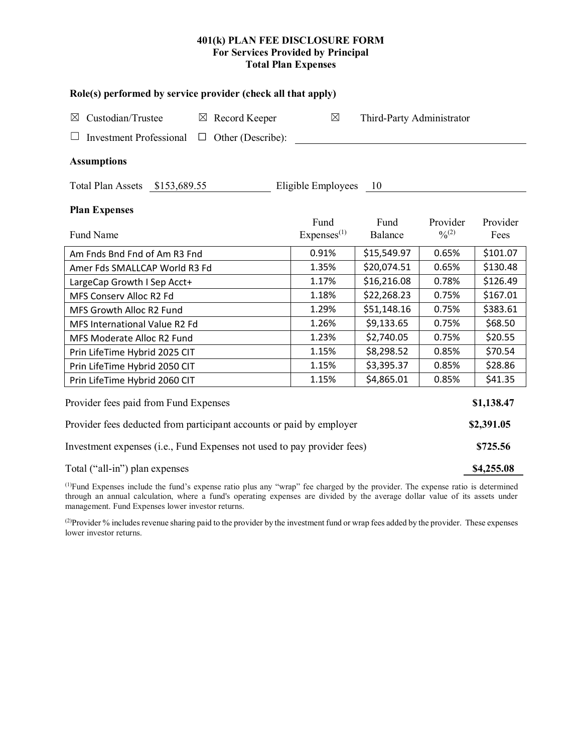# 401(k) PLAN FEE DISCLOSURE FORM
## For Services Provided by Principal
## Total Plan Expenses

### Role(s) performed by service provider (check all that apply)

☒ Custodian/Trustee ☒ Record Keeper ☒ Third-Party Administrator

☐ Investment Professional ☐ Other (Describe): ______________________

### Assumptions

Total Plan Assets $153,689.55 Eligible Employees 10

### Plan Expenses

| Fund Name | Fund Expenses[1] | Fund Balance | Provider %[2] | Provider Fees |
|---|---|---|---|---|
| Am Fnds Bnd Fnd of Am R3 Fnd | 0.91% | $15,549.97 | 0.65% | $101.07 |
| Amer Fds SMALLCAP World R3 Fd | 1.35% | $20,074.51 | 0.65% | $130.48 |
| LargeCap Growth I Sep Acct+ | 1.17% | $16,216.08 | 0.78% | $126.49 |
| MFS Conserv Alloc R2 Fd | 1.18% | $22,268.23 | 0.75% | $167.01 |
| MFS Growth Alloc R2 Fund | 1.29% | $51,148.16 | 0.75% | $383.61 |
| MFS International Value R2 Fd | 1.26% | $9,133.65 | 0.75% | $68.50 |
| MFS Moderate Alloc R2 Fund | 1.23% | $2,740.05 | 0.75% | $20.55 |
| Prin LifeTime Hybrid 2025 CIT | 1.15% | $8,298.52 | 0.85% | $70.54 |
| Prin LifeTime Hybrid 2050 CIT | 1.15% | $3,395.37 | 0.85% | $28.86 |
| Prin LifeTime Hybrid 2060 CIT | 1.15% | $4,865.01 | 0.85% | $41.35 |

| | |
|---|---|
| Provider fees paid from Fund Expenses | **$1,138.47** |
| Provider fees deducted from participant accounts or paid by employer | **$2,391.05** |
| Investment expenses (i.e., Fund Expenses not used to pay provider fees) | **$725.56** |
| Total ("all-in") plan expenses | **$4,255.08** |

[1] Fund Expenses include the fund's expense ratio plus any "wrap" fee charged by the provider. The expense ratio is determined through an annual calculation, where a fund's operating expenses are divided by the average dollar value of its assets under management. Fund Expenses lower investor returns.

[2] Provider % includes revenue sharing paid to the provider by the investment fund or wrap fees added by the provider. These expenses lower investor returns.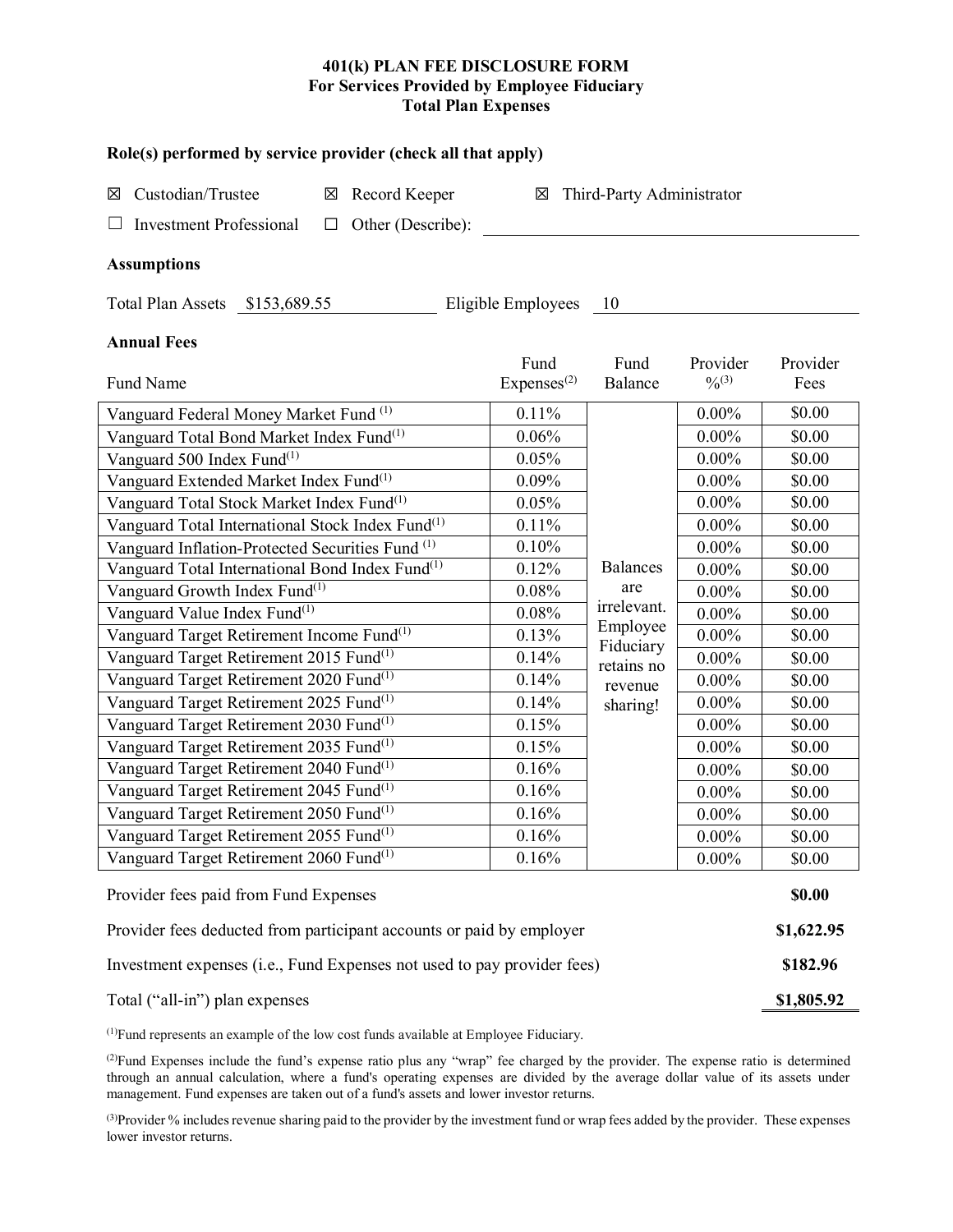**401(k) PLAN FEE DISCLOSURE FORM**
**For Services Provided by Employee Fiduciary**
**Total Plan Expenses**

### Role(s) performed by service provider (check all that apply)

☒ Custodian/Trustee ☒ Record Keeper ☒ Third-Party Administrator

☐ Investment Professional ☐ Other (Describe): ____________

### Assumptions

Total Plan Assets $153,689.55 Eligible Employees 10

### Annual Fees

| Fund Name | Fund Expenses[2] | Fund Balance | Provider %[3] | Provider Fees |
|---|---|---|---|---|
| Vanguard Federal Money Market Fund [1] | 0.11% | Balances are irrelevant. Employee Fiduciary retains no revenue sharing! | 0.00% | $0.00 |
| Vanguard Total Bond Market Index Fund[1] | 0.06% | | 0.00% | $0.00 |
| Vanguard 500 Index Fund[1] | 0.05% | | 0.00% | $0.00 |
| Vanguard Extended Market Index Fund[1] | 0.09% | | 0.00% | $0.00 |
| Vanguard Total Stock Market Index Fund[1] | 0.05% | | 0.00% | $0.00 |
| Vanguard Total International Stock Index Fund[1] | 0.11% | | 0.00% | $0.00 |
| Vanguard Inflation-Protected Securities Fund [1] | 0.10% | | 0.00% | $0.00 |
| Vanguard Total International Bond Index Fund[1] | 0.12% | | 0.00% | $0.00 |
| Vanguard Growth Index Fund[1] | 0.08% | | 0.00% | $0.00 |
| Vanguard Value Index Fund[1] | 0.08% | | 0.00% | $0.00 |
| Vanguard Target Retirement Income Fund[1] | 0.13% | | 0.00% | $0.00 |
| Vanguard Target Retirement 2015 Fund[1] | 0.14% | | 0.00% | $0.00 |
| Vanguard Target Retirement 2020 Fund[1] | 0.14% | | 0.00% | $0.00 |
| Vanguard Target Retirement 2025 Fund[1] | 0.14% | | 0.00% | $0.00 |
| Vanguard Target Retirement 2030 Fund[1] | 0.15% | | 0.00% | $0.00 |
| Vanguard Target Retirement 2035 Fund[1] | 0.15% | | 0.00% | $0.00 |
| Vanguard Target Retirement 2040 Fund[1] | 0.16% | | 0.00% | $0.00 |
| Vanguard Target Retirement 2045 Fund[1] | 0.16% | | 0.00% | $0.00 |
| Vanguard Target Retirement 2050 Fund[1] | 0.16% | | 0.00% | $0.00 |
| Vanguard Target Retirement 2055 Fund[1] | 0.16% | | 0.00% | $0.00 |
| Vanguard Target Retirement 2060 Fund[1] | 0.16% | | 0.00% | $0.00 |

| | |
|---|---|
| Provider fees paid from Fund Expenses | **$0.00** |
| Provider fees deducted from participant accounts or paid by employer | **$1,622.95** |
| Investment expenses (i.e., Fund Expenses not used to pay provider fees) | **$182.96** |
| Total ("all-in") plan expenses | **$1,805.92** |

[1]Fund represents an example of the low cost funds available at Employee Fiduciary.

[2]Fund Expenses include the fund's expense ratio plus any "wrap" fee charged by the provider. The expense ratio is determined through an annual calculation, where a fund's operating expenses are divided by the average dollar value of its assets under management. Fund expenses are taken out of a fund's assets and lower investor returns.

[3]Provider % includes revenue sharing paid to the provider by the investment fund or wrap fees added by the provider. These expenses lower investor returns.